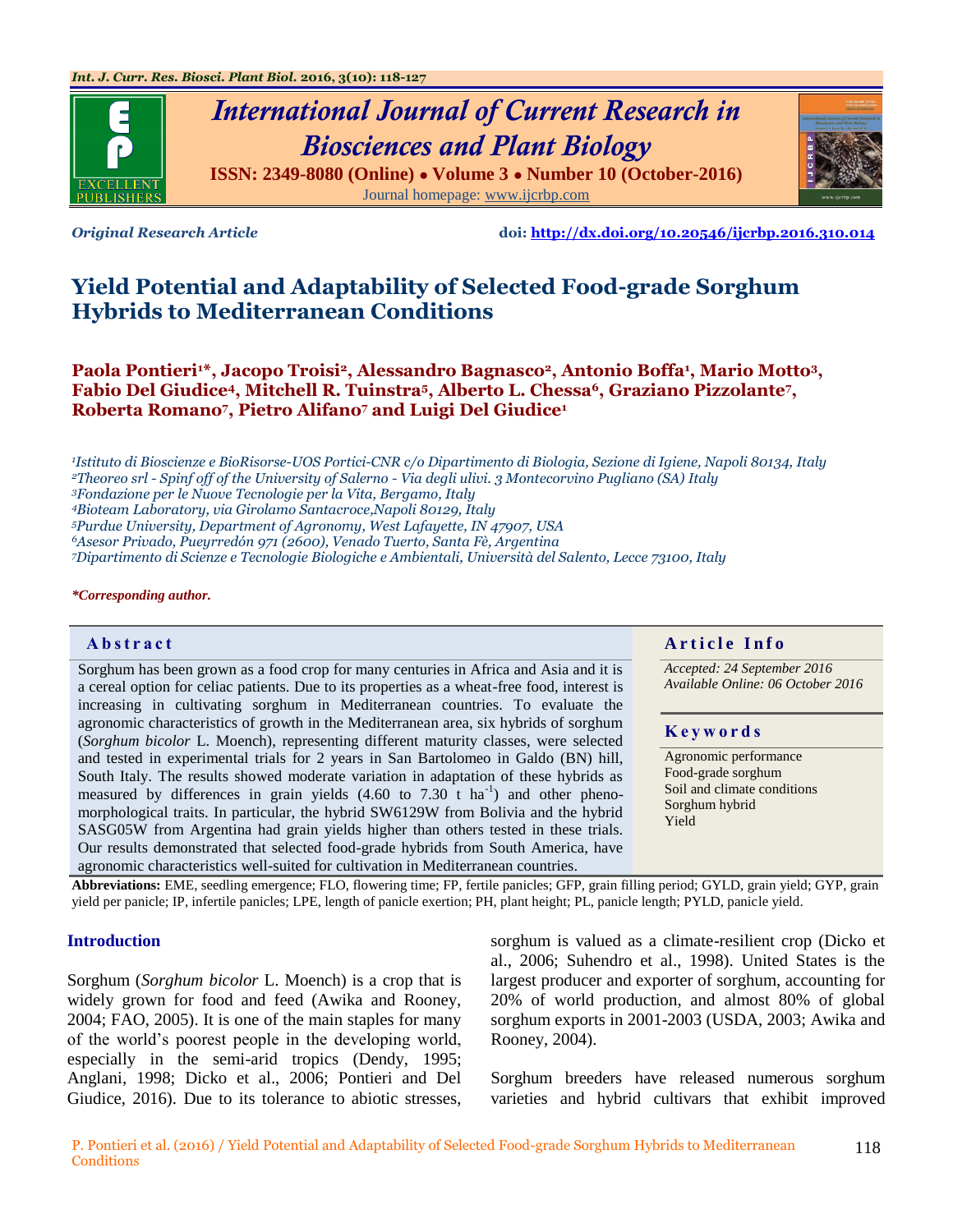*Original Research Article* **doi: http://dx.doi.org/10.20546/ijcrbp.2016.310.014**

# Yield Potential and Adaptability of Selected Food-grade Sorghum Hybrids to Mediterranean Conditions

**Paola Pontieri[1]*, Jacopo Troisi[2], Alessandro Bagnasco[2], Antonio Boffa[1], Mario Motto[3], Fabio Del Giudice[4], Mitchell R. Tuinstra[5], Alberto L. Chessa[6], Graziano Pizzolante[7], Roberta Romano[7], Pietro Alifano[7] and Luigi Del Giudice[1]**

*[1]Istituto di Bioscienze e BioRisorse-UOS Portici-CNR c/o Dipartimento di Biologia, Sezione di Igiene, Napoli 80134, Italy*
*[2]Theoreo srl - Spinf off of the University of Salerno - Via degli ulivi. 3 Montecorvino Pugliano (SA) Italy*
*[3]Fondazione per le Nuove Tecnologie per la Vita, Bergamo, Italy*
*[4]Bioteam Laboratory, via Girolamo Santacroce,Napoli 80129, Italy*
*[5]Purdue University, Department of Agronomy, West Lafayette, IN 47907, USA*
*[6]Asesor Privado, Pueyrredón 971 (2600), Venado Tuerto, Santa Fè, Argentina*
*[7]Dipartimento di Scienze e Tecnologie Biologiche e Ambientali, Università del Salento, Lecce 73100, Italy*

***Corresponding author.**

## Abstract

Sorghum has been grown as a food crop for many centuries in Africa and Asia and it is a cereal option for celiac patients. Due to its properties as a wheat-free food, interest is increasing in cultivating sorghum in Mediterranean countries. To evaluate the agronomic characteristics of growth in the Mediterranean area, six hybrids of sorghum (*Sorghum bicolor* L. Moench), representing different maturity classes, were selected and tested in experimental trials for 2 years in San Bartolomeo in Galdo (BN) hill, South Italy. The results showed moderate variation in adaptation of these hybrids as measured by differences in grain yields (4.60 to 7.30 t ha$^{-1}$) and other pheno-morphological traits. In particular, the hybrid SW6129W from Bolivia and the hybrid SASG05W from Argentina had grain yields higher than others tested in these trials. Our results demonstrated that selected food-grade hybrids from South America, have agronomic characteristics well-suited for cultivation in Mediterranean countries.

## Article Info

*Accepted: 24 September 2016*
*Available Online: 06 October 2016*

## Keywords

Agronomic performance
Food-grade sorghum
Soil and climate conditions
Sorghum hybrid
Yield

**Abbreviations:** EME, seedling emergence; FLO, flowering time; FP, fertile panicles; GFP, grain filling period; GYLD, grain yield; GYP, grain yield per panicle; IP, infertile panicles; LPE, length of panicle exertion; PH, plant height; PL, panicle length; PYLD, panicle yield.

## Introduction

Sorghum (*Sorghum bicolor* L. Moench) is a crop that is widely grown for food and feed (Awika and Rooney, 2004; FAO, 2005). It is one of the main staples for many of the world's poorest people in the developing world, especially in the semi-arid tropics (Dendy, 1995; Anglani, 1998; Dicko et al., 2006; Pontieri and Del Giudice, 2016). Due to its tolerance to abiotic stresses, sorghum is valued as a climate-resilient crop (Dicko et al., 2006; Suhendro et al., 1998). United States is the largest producer and exporter of sorghum, accounting for 20% of world production, and almost 80% of global sorghum exports in 2001-2003 (USDA, 2003; Awika and Rooney, 2004).

Sorghum breeders have released numerous sorghum varieties and hybrid cultivars that exhibit improved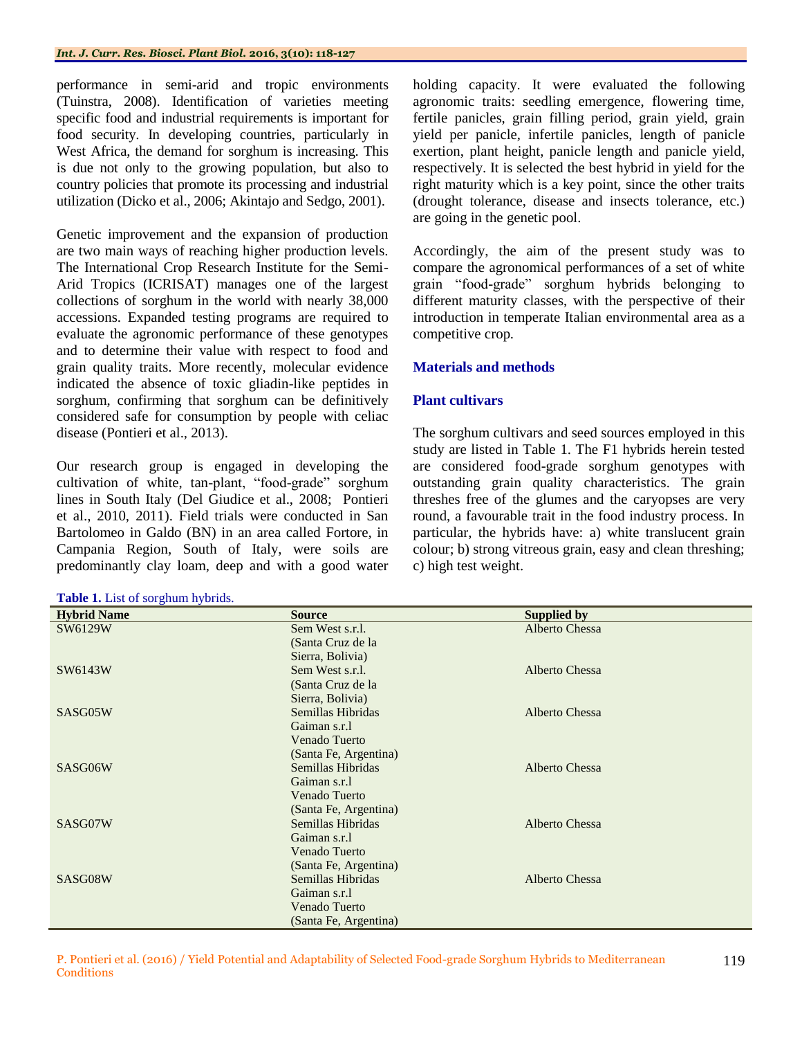performance in semi-arid and tropic environments (Tuinstra, 2008). Identification of varieties meeting specific food and industrial requirements is important for food security. In developing countries, particularly in West Africa, the demand for sorghum is increasing. This is due not only to the growing population, but also to country policies that promote its processing and industrial utilization (Dicko et al., 2006; Akintajo and Sedgo, 2001).

Genetic improvement and the expansion of production are two main ways of reaching higher production levels. The International Crop Research Institute for the Semi-Arid Tropics (ICRISAT) manages one of the largest collections of sorghum in the world with nearly 38,000 accessions. Expanded testing programs are required to evaluate the agronomic performance of these genotypes and to determine their value with respect to food and grain quality traits. More recently, molecular evidence indicated the absence of toxic gliadin-like peptides in sorghum, confirming that sorghum can be definitively considered safe for consumption by people with celiac disease (Pontieri et al., 2013).

Our research group is engaged in developing the cultivation of white, tan-plant, "food-grade" sorghum lines in South Italy (Del Giudice et al., 2008; Pontieri et al., 2010, 2011). Field trials were conducted in San Bartolomeo in Galdo (BN) in an area called Fortore, in Campania Region, South of Italy, were soils are predominantly clay loam, deep and with a good water holding capacity. It were evaluated the following agronomic traits: seedling emergence, flowering time, fertile panicles, grain filling period, grain yield, grain yield per panicle, infertile panicles, length of panicle exertion, plant height, panicle length and panicle yield, respectively. It is selected the best hybrid in yield for the right maturity which is a key point, since the other traits (drought tolerance, disease and insects tolerance, etc.) are going in the genetic pool.

Accordingly, the aim of the present study was to compare the agronomical performances of a set of white grain "food-grade" sorghum hybrids belonging to different maturity classes, with the perspective of their introduction in temperate Italian environmental area as a competitive crop.

## Materials and methods

### Plant cultivars

The sorghum cultivars and seed sources employed in this study are listed in Table 1. The F1 hybrids herein tested are considered food-grade sorghum genotypes with outstanding grain quality characteristics. The grain threshes free of the glumes and the caryopses are very round, a favourable trait in the food industry process. In particular, the hybrids have: a) white translucent grain colour; b) strong vitreous grain, easy and clean threshing; c) high test weight.

**Table 1.** List of sorghum hybrids.

| Hybrid Name | Source | Supplied by |
|---|---|---|
| SW6129W | Sem West s.r.l. (Santa Cruz de la Sierra, Bolivia) | Alberto Chessa |
| SW6143W | Sem West s.r.l. (Santa Cruz de la Sierra, Bolivia) | Alberto Chessa |
| SASG05W | Semillas Hibridas Gaiman s.r.l Venado Tuerto (Santa Fe, Argentina) | Alberto Chessa |
| SASG06W | Semillas Hibridas Gaiman s.r.l Venado Tuerto (Santa Fe, Argentina) | Alberto Chessa |
| SASG07W | Semillas Hibridas Gaiman s.r.l Venado Tuerto (Santa Fe, Argentina) | Alberto Chessa |
| SASG08W | Semillas Hibridas Gaiman s.r.l Venado Tuerto (Santa Fe, Argentina) | Alberto Chessa |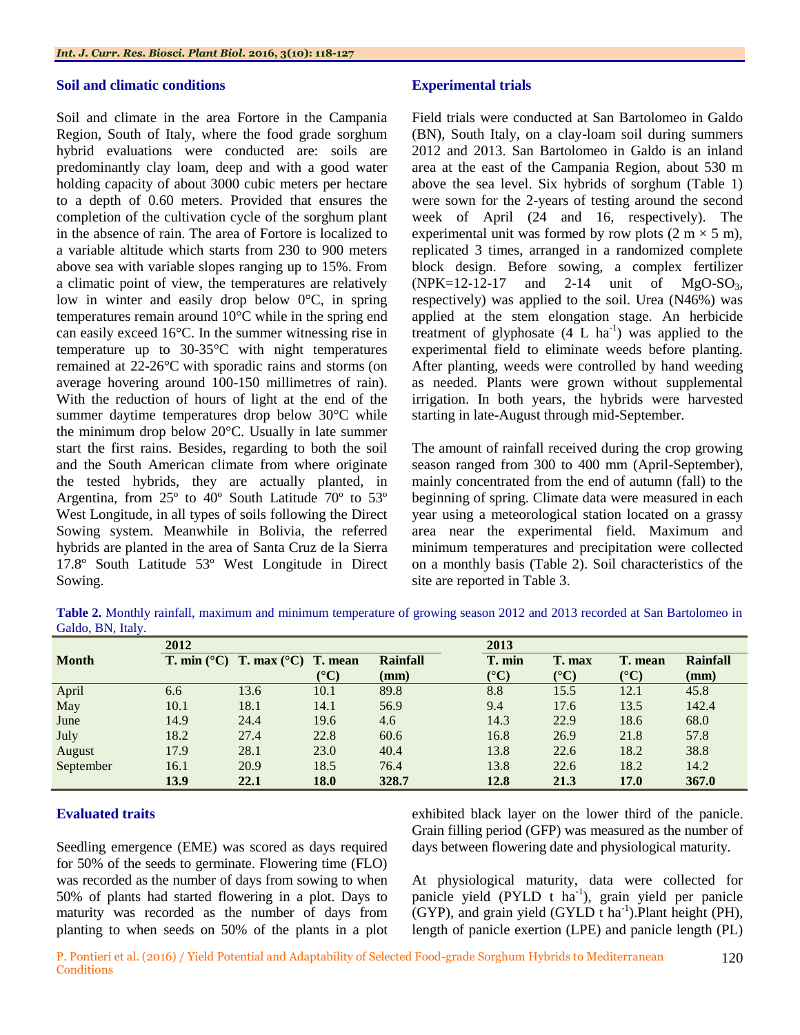### Soil and climatic conditions

Soil and climate in the area Fortore in the Campania Region, South of Italy, where the food grade sorghum hybrid evaluations were conducted are: soils are predominantly clay loam, deep and with a good water holding capacity of about 3000 cubic meters per hectare to a depth of 0.60 meters. Provided that ensures the completion of the cultivation cycle of the sorghum plant in the absence of rain. The area of Fortore is localized to a variable altitude which starts from 230 to 900 meters above sea with variable slopes ranging up to 15%. From a climatic point of view, the temperatures are relatively low in winter and easily drop below 0°C, in spring temperatures remain around 10°C while in the spring end can easily exceed 16°C. In the summer witnessing rise in temperature up to 30-35°C with night temperatures remained at 22-26°C with sporadic rains and storms (on average hovering around 100-150 millimetres of rain). With the reduction of hours of light at the end of the summer daytime temperatures drop below 30°C while the minimum drop below 20°C. Usually in late summer start the first rains. Besides, regarding to both the soil and the South American climate from where originate the tested hybrids, they are actually planted, in Argentina, from 25º to 40º South Latitude 70º to 53º West Longitude, in all types of soils following the Direct Sowing system. Meanwhile in Bolivia, the referred hybrids are planted in the area of Santa Cruz de la Sierra 17.8º South Latitude 53º West Longitude in Direct Sowing.

### Experimental trials

Field trials were conducted at San Bartolomeo in Galdo (BN), South Italy, on a clay-loam soil during summers 2012 and 2013. San Bartolomeo in Galdo is an inland area at the east of the Campania Region, about 530 m above the sea level. Six hybrids of sorghum (Table 1) were sown for the 2-years of testing around the second week of April (24 and 16, respectively). The experimental unit was formed by row plots (2 m × 5 m), replicated 3 times, arranged in a randomized complete block design. Before sowing, a complex fertilizer (NPK=12-12-17 and 2-14 unit of $MgO$-$SO_3$, respectively) was applied to the soil. Urea (N46%) was applied at the stem elongation stage. An herbicide treatment of glyphosate (4 L $ha^{-1}$) was applied to the experimental field to eliminate weeds before planting. After planting, weeds were controlled by hand weeding as needed. Plants were grown without supplemental irrigation. In both years, the hybrids were harvested starting in late-August through mid-September.

The amount of rainfall received during the crop growing season ranged from 300 to 400 mm (April-September), mainly concentrated from the end of autumn (fall) to the beginning of spring. Climate data were measured in each year using a meteorological station located on a grassy area near the experimental field. Maximum and minimum temperatures and precipitation were collected on a monthly basis (Table 2). Soil characteristics of the site are reported in Table 3.

**Table 2.** Monthly rainfall, maximum and minimum temperature of growing season 2012 and 2013 recorded at San Bartolomeo in Galdo, BN, Italy.

| Month | 2012 | | | | 2013 | | | |
|---|---|---|---|---|---|---|---|---|
| | T. min (°C) | T. max (°C) | T. mean (°C) | Rainfall (mm) | T. min (°C) | T. max (°C) | T. mean (°C) | Rainfall (mm) |
| April | 6.6 | 13.6 | 10.1 | 89.8 | 8.8 | 15.5 | 12.1 | 45.8 |
| May | 10.1 | 18.1 | 14.1 | 56.9 | 9.4 | 17.6 | 13.5 | 142.4 |
| June | 14.9 | 24.4 | 19.6 | 4.6 | 14.3 | 22.9 | 18.6 | 68.0 |
| July | 18.2 | 27.4 | 22.8 | 60.6 | 16.8 | 26.9 | 21.8 | 57.8 |
| August | 17.9 | 28.1 | 23.0 | 40.4 | 13.8 | 22.6 | 18.2 | 38.8 |
| September | 16.1 | 20.9 | 18.5 | 76.4 | 13.8 | 22.6 | 18.2 | 14.2 |
| | **13.9** | **22.1** | **18.0** | **328.7** | **12.8** | **21.3** | **17.0** | **367.0** |

### Evaluated traits

Seedling emergence (EME) was scored as days required for 50% of the seeds to germinate. Flowering time (FLO) was recorded as the number of days from sowing to when 50% of plants had started flowering in a plot. Days to maturity was recorded as the number of days from planting to when seeds on 50% of the plants in a plot exhibited black layer on the lower third of the panicle. Grain filling period (GFP) was measured as the number of days between flowering date and physiological maturity.

At physiological maturity, data were collected for panicle yield (PYLD t $ha^{-1}$), grain yield per panicle (GYP), and grain yield (GYLD t $ha^{-1}$).Plant height (PH), length of panicle exertion (LPE) and panicle length (PL)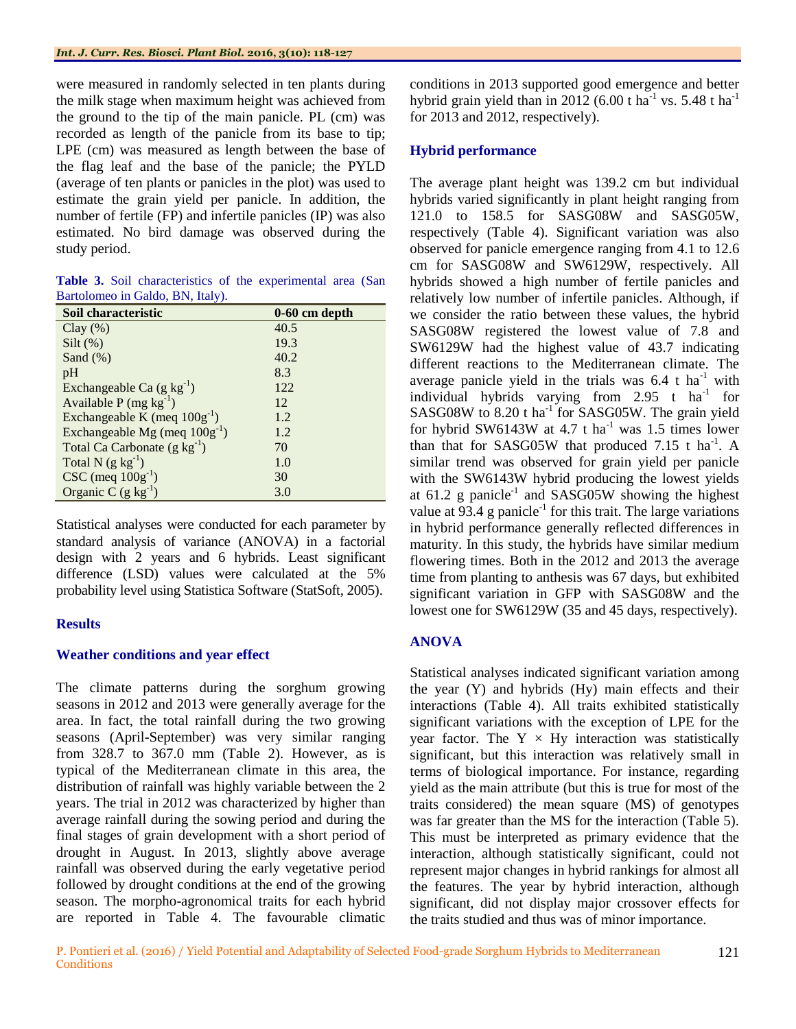were measured in randomly selected in ten plants during the milk stage when maximum height was achieved from the ground to the tip of the main panicle. PL (cm) was recorded as length of the panicle from its base to tip; LPE (cm) was measured as length between the base of the flag leaf and the base of the panicle; the PYLD (average of ten plants or panicles in the plot) was used to estimate the grain yield per panicle. In addition, the number of fertile (FP) and infertile panicles (IP) was also estimated. No bird damage was observed during the study period.

**Table 3.** Soil characteristics of the experimental area (San Bartolomeo in Galdo, BN, Italy).

| Soil characteristic | 0-60 cm depth |
|---|---|
| Clay (%) | 40.5 |
| Silt (%) | 19.3 |
| Sand (%) | 40.2 |
| pH | 8.3 |
| Exchangeable Ca (g $kg^{-1}$) | 122 |
| Available P (mg $kg^{-1}$) | 12 |
| Exchangeable K (meq $100g^{-1}$) | 1.2 |
| Exchangeable Mg (meq $100g^{-1}$) | 1.2 |
| Total Ca Carbonate (g $kg^{-1}$) | 70 |
| Total N (g $kg^{-1}$) | 1.0 |
| CSC (meq $100g^{-1}$) | 30 |
| Organic C (g $kg^{-1}$) | 3.0 |

Statistical analyses were conducted for each parameter by standard analysis of variance (ANOVA) in a factorial design with 2 years and 6 hybrids. Least significant difference (LSD) values were calculated at the 5% probability level using Statistica Software (StatSoft, 2005).

## Results

### Weather conditions and year effect

The climate patterns during the sorghum growing seasons in 2012 and 2013 were generally average for the area. In fact, the total rainfall during the two growing seasons (April-September) was very similar ranging from 328.7 to 367.0 mm (Table 2). However, as is typical of the Mediterranean climate in this area, the distribution of rainfall was highly variable between the 2 years. The trial in 2012 was characterized by higher than average rainfall during the sowing period and during the final stages of grain development with a short period of drought in August. In 2013, slightly above average rainfall was observed during the early vegetative period followed by drought conditions at the end of the growing season. The morpho-agronomical traits for each hybrid are reported in Table 4. The favourable climatic conditions in 2013 supported good emergence and better hybrid grain yield than in 2012 (6.00 t $ha^{-1}$ vs. 5.48 t $ha^{-1}$ for 2013 and 2012, respectively).

### Hybrid performance

The average plant height was 139.2 cm but individual hybrids varied significantly in plant height ranging from 121.0 to 158.5 for SASG08W and SASG05W, respectively (Table 4). Significant variation was also observed for panicle emergence ranging from 4.1 to 12.6 cm for SASG08W and SW6129W, respectively. All hybrids showed a high number of fertile panicles and relatively low number of infertile panicles. Although, if we consider the ratio between these values, the hybrid SASG08W registered the lowest value of 7.8 and SW6129W had the highest value of 43.7 indicating different reactions to the Mediterranean climate. The average panicle yield in the trials was 6.4 t $ha^{-1}$ with individual hybrids varying from 2.95 t $ha^{-1}$ for SASG08W to 8.20 t $ha^{-1}$ for SASG05W. The grain yield for hybrid SW6143W at 4.7 t $ha^{-1}$ was 1.5 times lower than that for SASG05W that produced 7.15 t $ha^{-1}$. A similar trend was observed for grain yield per panicle with the SW6143W hybrid producing the lowest yields at 61.2 g $panicle^{-1}$ and SASG05W showing the highest value at 93.4 g $panicle^{-1}$ for this trait. The large variations in hybrid performance generally reflected differences in maturity. In this study, the hybrids have similar medium flowering times. Both in the 2012 and 2013 the average time from planting to anthesis was 67 days, but exhibited significant variation in GFP with SASG08W and the lowest one for SW6129W (35 and 45 days, respectively).

### ANOVA

Statistical analyses indicated significant variation among the year (Y) and hybrids (Hy) main effects and their interactions (Table 4). All traits exhibited statistically significant variations with the exception of LPE for the year factor. The Y × Hy interaction was statistically significant, but this interaction was relatively small in terms of biological importance. For instance, regarding yield as the main attribute (but this is true for most of the traits considered) the mean square (MS) of genotypes was far greater than the MS for the interaction (Table 5). This must be interpreted as primary evidence that the interaction, although statistically significant, could not represent major changes in hybrid rankings for almost all the features. The year by hybrid interaction, although significant, did not display major crossover effects for the traits studied and thus was of minor importance.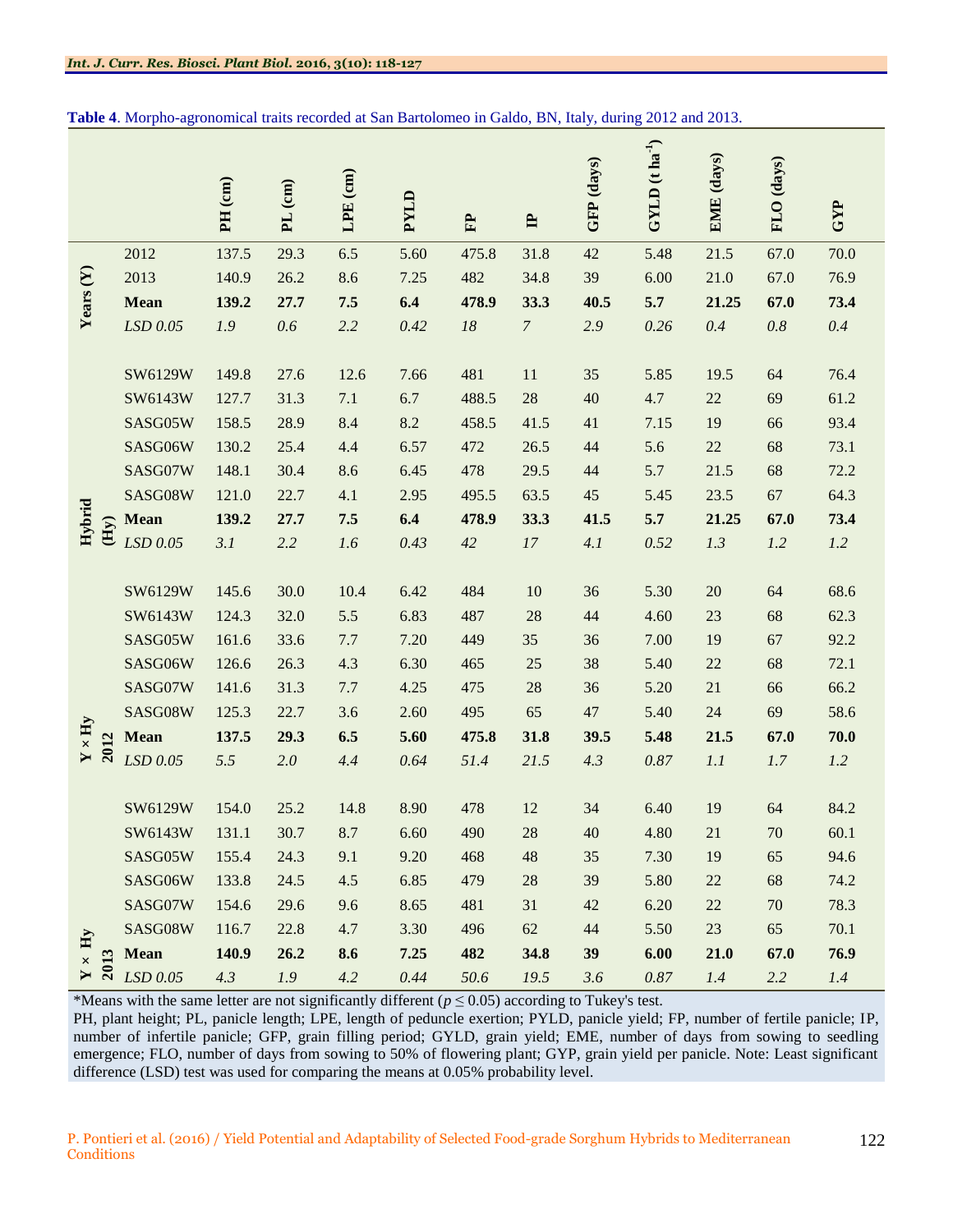**Table 4**. Morpho-agronomical traits recorded at San Bartolomeo in Galdo, BN, Italy, during 2012 and 2013.

| | | PH (cm) | PL (cm) | LPE (cm) | PYLD | FP | IP | GFP (days) | GYLD (t ha$^{-1}$) | EME (days) | FLO (days) | GYP |
|---|---|---|---|---|---|---|---|---|---|---|---|---|
| Years (Y) | 2012 | 137.5 | 29.3 | 6.5 | 5.60 | 475.8 | 31.8 | 42 | 5.48 | 21.5 | 67.0 | 70.0 |
| | 2013 | 140.9 | 26.2 | 8.6 | 7.25 | 482 | 34.8 | 39 | 6.00 | 21.0 | 67.0 | 76.9 |
| | **Mean** | **139.2** | **27.7** | **7.5** | **6.4** | **478.9** | **33.3** | **40.5** | **5.7** | **21.25** | **67.0** | **73.4** |
| | *LSD 0.05* | *1.9* | *0.6* | *2.2* | *0.42* | *18* | *7* | *2.9* | *0.26* | *0.4* | *0.8* | *0.4* |
| Hybrid (Hy) | SW6129W | 149.8 | 27.6 | 12.6 | 7.66 | 481 | 11 | 35 | 5.85 | 19.5 | 64 | 76.4 |
| | SW6143W | 127.7 | 31.3 | 7.1 | 6.7 | 488.5 | 28 | 40 | 4.7 | 22 | 69 | 61.2 |
| | SASG05W | 158.5 | 28.9 | 8.4 | 8.2 | 458.5 | 41.5 | 41 | 7.15 | 19 | 66 | 93.4 |
| | SASG06W | 130.2 | 25.4 | 4.4 | 6.57 | 472 | 26.5 | 44 | 5.6 | 22 | 68 | 73.1 |
| | SASG07W | 148.1 | 30.4 | 8.6 | 6.45 | 478 | 29.5 | 44 | 5.7 | 21.5 | 68 | 72.2 |
| | SASG08W | 121.0 | 22.7 | 4.1 | 2.95 | 495.5 | 63.5 | 45 | 5.45 | 23.5 | 67 | 64.3 |
| | **Mean** | **139.2** | **27.7** | **7.5** | **6.4** | **478.9** | **33.3** | **41.5** | **5.7** | **21.25** | **67.0** | **73.4** |
| | *LSD 0.05* | *3.1* | *2.2* | *1.6* | *0.43* | *42* | *17* | *4.1* | *0.52* | *1.3* | *1.2* | *1.2* |
| Y × Hy 2012 | SW6129W | 145.6 | 30.0 | 10.4 | 6.42 | 484 | 10 | 36 | 5.30 | 20 | 64 | 68.6 |
| | SW6143W | 124.3 | 32.0 | 5.5 | 6.83 | 487 | 28 | 44 | 4.60 | 23 | 68 | 62.3 |
| | SASG05W | 161.6 | 33.6 | 7.7 | 7.20 | 449 | 35 | 36 | 7.00 | 19 | 67 | 92.2 |
| | SASG06W | 126.6 | 26.3 | 4.3 | 6.30 | 465 | 25 | 38 | 5.40 | 22 | 68 | 72.1 |
| | SASG07W | 141.6 | 31.3 | 7.7 | 4.25 | 475 | 28 | 36 | 5.20 | 21 | 66 | 66.2 |
| | SASG08W | 125.3 | 22.7 | 3.6 | 2.60 | 495 | 65 | 47 | 5.40 | 24 | 69 | 58.6 |
| | **Mean** | **137.5** | **29.3** | **6.5** | **5.60** | **475.8** | **31.8** | **39.5** | **5.48** | **21.5** | **67.0** | **70.0** |
| | *LSD 0.05* | *5.5* | *2.0* | *4.4* | *0.64* | *51.4* | *21.5* | *4.3* | *0.87* | *1.1* | *1.7* | *1.2* |
| Y × Hy 2013 | SW6129W | 154.0 | 25.2 | 14.8 | 8.90 | 478 | 12 | 34 | 6.40 | 19 | 64 | 84.2 |
| | SW6143W | 131.1 | 30.7 | 8.7 | 6.60 | 490 | 28 | 40 | 4.80 | 21 | 70 | 60.1 |
| | SASG05W | 155.4 | 24.3 | 9.1 | 9.20 | 468 | 48 | 35 | 7.30 | 19 | 65 | 94.6 |
| | SASG06W | 133.8 | 24.5 | 4.5 | 6.85 | 479 | 28 | 39 | 5.80 | 22 | 68 | 74.2 |
| | SASG07W | 154.6 | 29.6 | 9.6 | 8.65 | 481 | 31 | 42 | 6.20 | 22 | 70 | 78.3 |
| | SASG08W | 116.7 | 22.8 | 4.7 | 3.30 | 496 | 62 | 44 | 5.50 | 23 | 65 | 70.1 |
| | **Mean** | **140.9** | **26.2** | **8.6** | **7.25** | **482** | **34.8** | **39** | **6.00** | **21.0** | **67.0** | **76.9** |
| | *LSD 0.05* | *4.3* | *1.9* | *4.2* | *0.44* | *50.6* | *19.5* | *3.6* | *0.87* | *1.4* | *2.2* | *1.4* |

*Means with the same letter are not significantly different ($p \leq 0.05$) according to Tukey's test.
PH, plant height; PL, panicle length; LPE, length of peduncle exertion; PYLD, panicle yield; FP, number of fertile panicle; IP, number of infertile panicle; GFP, grain filling period; GYLD, grain yield; EME, number of days from sowing to seedling emergence; FLO, number of days from sowing to 50% of flowering plant; GYP, grain yield per panicle. Note: Least significant difference (LSD) test was used for comparing the means at 0.05% probability level.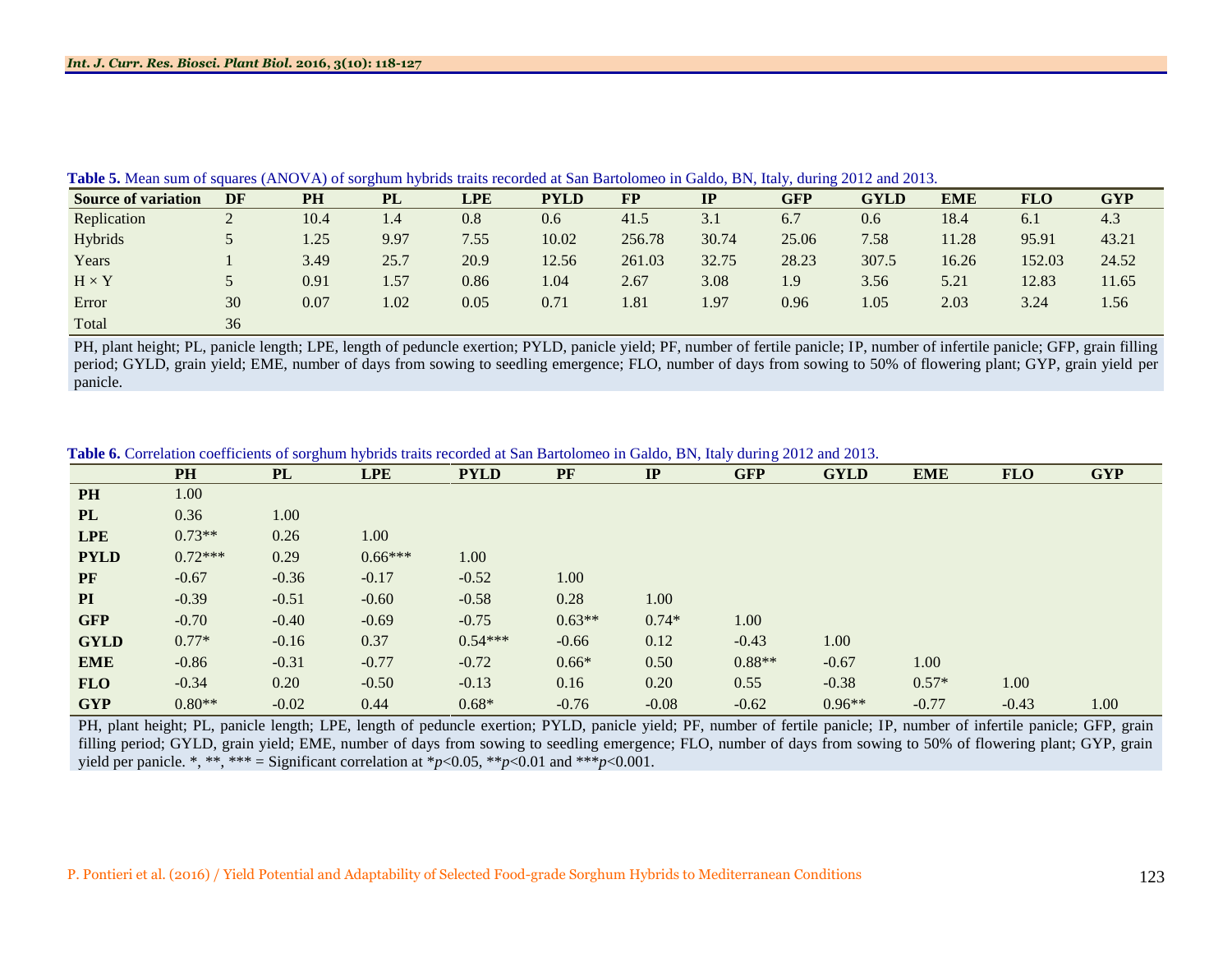**Table 5.** Mean sum of squares (ANOVA) of sorghum hybrids traits recorded at San Bartolomeo in Galdo, BN, Italy, during 2012 and 2013.

| Source of variation | DF | PH | PL | LPE | PYLD | FP | IP | GFP | GYLD | EME | FLO | GYP |
|---|---|---|---|---|---|---|---|---|---|---|---|---|
| Replication | 2 | 10.4 | 1.4 | 0.8 | 0.6 | 41.5 | 3.1 | 6.7 | 0.6 | 18.4 | 6.1 | 4.3 |
| Hybrids | 5 | 1.25 | 9.97 | 7.55 | 10.02 | 256.78 | 30.74 | 25.06 | 7.58 | 11.28 | 95.91 | 43.21 |
| Years | 1 | 3.49 | 25.7 | 20.9 | 12.56 | 261.03 | 32.75 | 28.23 | 307.5 | 16.26 | 152.03 | 24.52 |
| H × Y | 5 | 0.91 | 1.57 | 0.86 | 1.04 | 2.67 | 3.08 | 1.9 | 3.56 | 5.21 | 12.83 | 11.65 |
| Error | 30 | 0.07 | 1.02 | 0.05 | 0.71 | 1.81 | 1.97 | 0.96 | 1.05 | 2.03 | 3.24 | 1.56 |
| Total | 36 | | | | | | | | | | | |

PH, plant height; PL, panicle length; LPE, length of peduncle exertion; PYLD, panicle yield; PF, number of fertile panicle; IP, number of infertile panicle; GFP, grain filling period; GYLD, grain yield; EME, number of days from sowing to seedling emergence; FLO, number of days from sowing to 50% of flowering plant; GYP, grain yield per panicle.

**Table 6.** Correlation coefficients of sorghum hybrids traits recorded at San Bartolomeo in Galdo, BN, Italy during 2012 and 2013.

| | PH | PL | LPE | PYLD | PF | IP | GFP | GYLD | EME | FLO | GYP |
|---|---|---|---|---|---|---|---|---|---|---|---|
| **PH** | 1.00 | | | | | | | | | | |
| **PL** | 0.36 | 1.00 | | | | | | | | | |
| **LPE** | 0.73** | 0.26 | 1.00 | | | | | | | | |
| **PYLD** | 0.72*** | 0.29 | 0.66*** | 1.00 | | | | | | | |
| **PF** | -0.67 | -0.36 | -0.17 | -0.52 | 1.00 | | | | | | |
| **PI** | -0.39 | -0.51 | -0.60 | -0.58 | 0.28 | 1.00 | | | | | |
| **GFP** | -0.70 | -0.40 | -0.69 | -0.75 | 0.63** | 0.74* | 1.00 | | | | |
| **GYLD** | 0.77* | -0.16 | 0.37 | 0.54*** | -0.66 | 0.12 | -0.43 | 1.00 | | | |
| **EME** | -0.86 | -0.31 | -0.77 | -0.72 | 0.66* | 0.50 | 0.88** | -0.67 | 1.00 | | |
| **FLO** | -0.34 | 0.20 | -0.50 | -0.13 | 0.16 | 0.20 | 0.55 | -0.38 | 0.57* | 1.00 | |
| **GYP** | 0.80** | -0.02 | 0.44 | 0.68* | -0.76 | -0.08 | -0.62 | 0.96** | -0.77 | -0.43 | 1.00 |

PH, plant height; PL, panicle length; LPE, length of peduncle exertion; PYLD, panicle yield; PF, number of fertile panicle; IP, number of infertile panicle; GFP, grain filling period; GYLD, grain yield; EME, number of days from sowing to seedling emergence; FLO, number of days from sowing to 50% of flowering plant; GYP, grain yield per panicle. *, **, *** = Significant correlation at *$p<0.05$, **$p<0.01$ and ***$p<0.001$.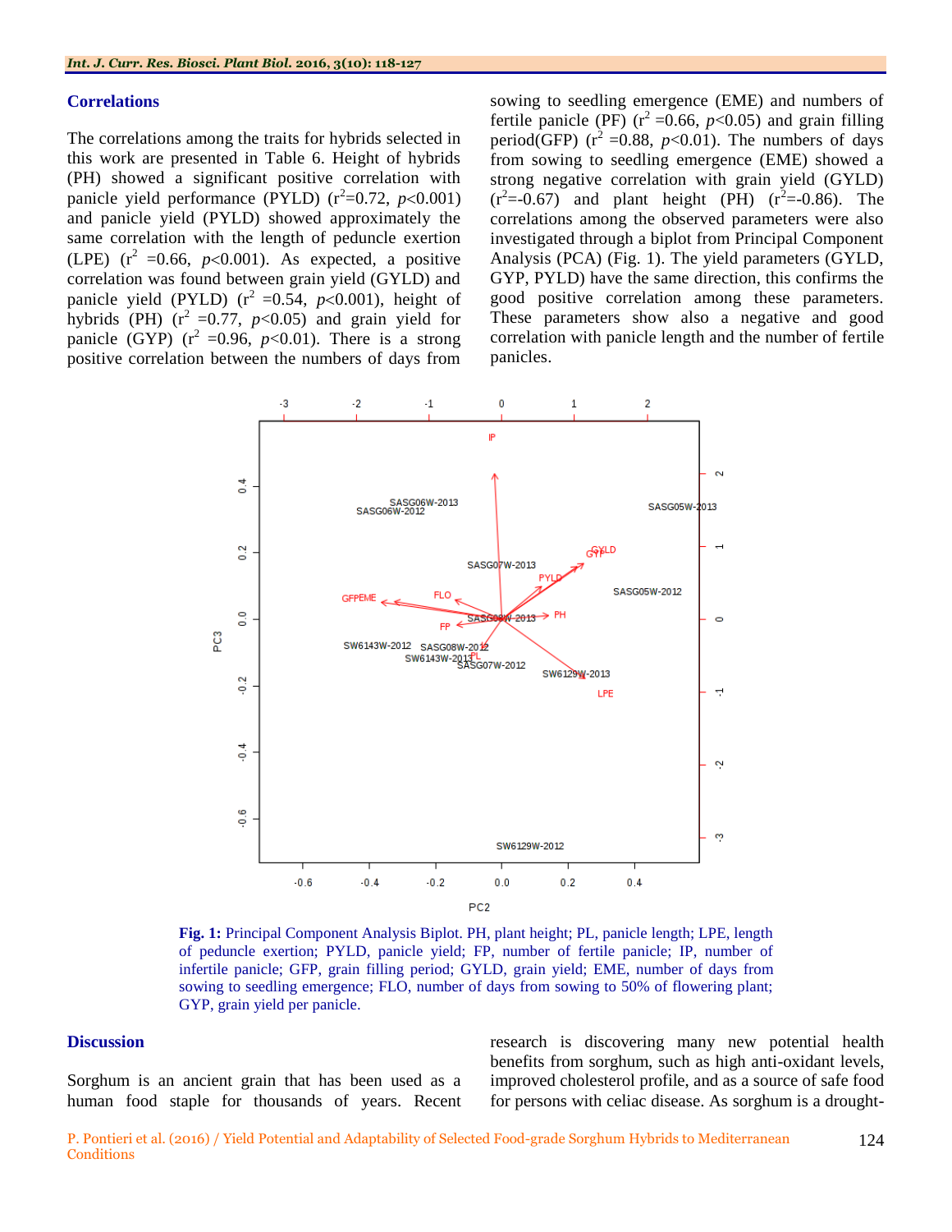## Correlations

The correlations among the traits for hybrids selected in this work are presented in Table 6. Height of hybrids (PH) showed a significant positive correlation with panicle yield performance (PYLD) ($r^2$=0.72, $p$<0.001) and panicle yield (PYLD) showed approximately the same correlation with the length of peduncle exertion (LPE) ($r^2$ =0.66, $p$<0.001). As expected, a positive correlation was found between grain yield (GYLD) and panicle yield (PYLD) ($r^2$ =0.54, $p$<0.001), height of hybrids (PH) ($r^2$ =0.77, $p$<0.05) and grain yield for panicle (GYP) ($r^2$ =0.96, $p$<0.01). There is a strong positive correlation between the numbers of days from sowing to seedling emergence (EME) and numbers of fertile panicle (PF) ($r^2$ =0.66, $p$<0.05) and grain filling period(GFP) ($r^2$ =0.88, $p$<0.01). The numbers of days from sowing to seedling emergence (EME) showed a strong negative correlation with grain yield (GYLD) ($r^2$=-0.67) and plant height (PH) ($r^2$=-0.86). The correlations among the observed parameters were also investigated through a biplot from Principal Component Analysis (PCA) (Fig. 1). The yield parameters (GYLD, GYP, PYLD) have the same direction, this confirms the good positive correlation among these parameters. These parameters show also a negative and good correlation with panicle length and the number of fertile panicles.

**Fig. 1:** Principal Component Analysis Biplot. PH, plant height; PL, panicle length; LPE, length of peduncle exertion; PYLD, panicle yield; FP, number of fertile panicle; IP, number of infertile panicle; GFP, grain filling period; GYLD, grain yield; EME, number of days from sowing to seedling emergence; FLO, number of days from sowing to 50% of flowering plant; GYP, grain yield per panicle.

## Discussion

Sorghum is an ancient grain that has been used as a human food staple for thousands of years. Recent research is discovering many new potential health benefits from sorghum, such as high anti-oxidant levels, improved cholesterol profile, and as a source of safe food for persons with celiac disease. As sorghum is a drought-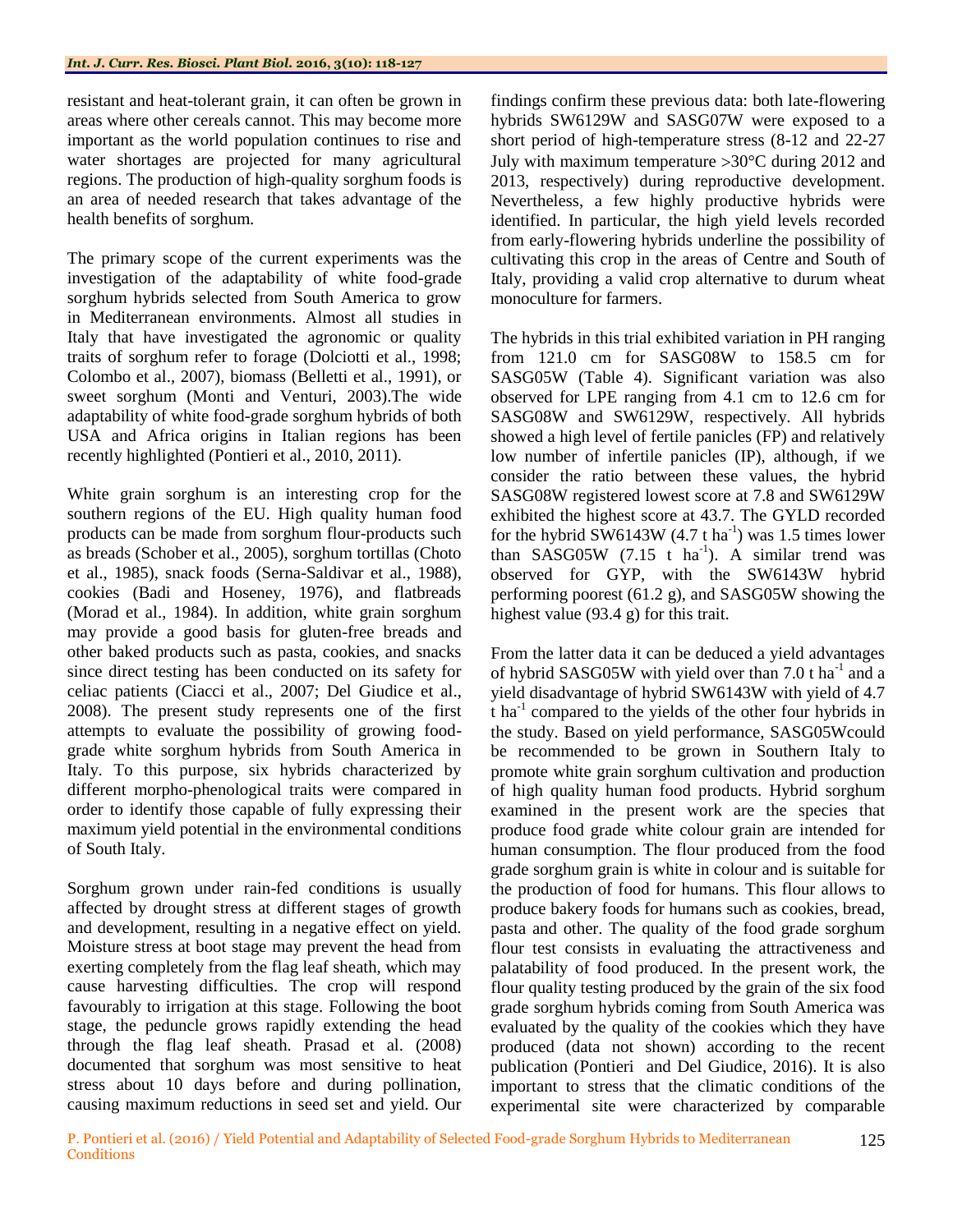resistant and heat-tolerant grain, it can often be grown in areas where other cereals cannot. This may become more important as the world population continues to rise and water shortages are projected for many agricultural regions. The production of high-quality sorghum foods is an area of needed research that takes advantage of the health benefits of sorghum.

The primary scope of the current experiments was the investigation of the adaptability of white food-grade sorghum hybrids selected from South America to grow in Mediterranean environments. Almost all studies in Italy that have investigated the agronomic or quality traits of sorghum refer to forage (Dolciotti et al., 1998; Colombo et al., 2007), biomass (Belletti et al., 1991), or sweet sorghum (Monti and Venturi, 2003).The wide adaptability of white food-grade sorghum hybrids of both USA and Africa origins in Italian regions has been recently highlighted (Pontieri et al., 2010, 2011).

White grain sorghum is an interesting crop for the southern regions of the EU. High quality human food products can be made from sorghum flour-products such as breads (Schober et al., 2005), sorghum tortillas (Choto et al., 1985), snack foods (Serna-Saldivar et al., 1988), cookies (Badi and Hoseney, 1976), and flatbreads (Morad et al., 1984). In addition, white grain sorghum may provide a good basis for gluten-free breads and other baked products such as pasta, cookies, and snacks since direct testing has been conducted on its safety for celiac patients (Ciacci et al., 2007; Del Giudice et al., 2008). The present study represents one of the first attempts to evaluate the possibility of growing food-grade white sorghum hybrids from South America in Italy. To this purpose, six hybrids characterized by different morpho-phenological traits were compared in order to identify those capable of fully expressing their maximum yield potential in the environmental conditions of South Italy.

Sorghum grown under rain-fed conditions is usually affected by drought stress at different stages of growth and development, resulting in a negative effect on yield. Moisture stress at boot stage may prevent the head from exerting completely from the flag leaf sheath, which may cause harvesting difficulties. The crop will respond favourably to irrigation at this stage. Following the boot stage, the peduncle grows rapidly extending the head through the flag leaf sheath. Prasad et al. (2008) documented that sorghum was most sensitive to heat stress about 10 days before and during pollination, causing maximum reductions in seed set and yield. Our findings confirm these previous data: both late-flowering hybrids SW6129W and SASG07W were exposed to a short period of high-temperature stress (8-12 and 22-27 July with maximum temperature >30°C during 2012 and 2013, respectively) during reproductive development. Nevertheless, a few highly productive hybrids were identified. In particular, the high yield levels recorded from early-flowering hybrids underline the possibility of cultivating this crop in the areas of Centre and South of Italy, providing a valid crop alternative to durum wheat monoculture for farmers.

The hybrids in this trial exhibited variation in PH ranging from 121.0 cm for SASG08W to 158.5 cm for SASG05W (Table 4). Significant variation was also observed for LPE ranging from 4.1 cm to 12.6 cm for SASG08W and SW6129W, respectively. All hybrids showed a high level of fertile panicles (FP) and relatively low number of infertile panicles (IP), although, if we consider the ratio between these values, the hybrid SASG08W registered lowest score at 7.8 and SW6129W exhibited the highest score at 43.7. The GYLD recorded for the hybrid SW6143W (4.7 t ha$^{-1}$) was 1.5 times lower than SASG05W (7.15 t ha$^{-1}$). A similar trend was observed for GYP, with the SW6143W hybrid performing poorest (61.2 g), and SASG05W showing the highest value (93.4 g) for this trait.

From the latter data it can be deduced a yield advantages of hybrid SASG05W with yield over than 7.0 t ha$^{-1}$ and a yield disadvantage of hybrid SW6143W with yield of 4.7 t ha$^{-1}$ compared to the yields of the other four hybrids in the study. Based on yield performance, SASG05Wcould be recommended to be grown in Southern Italy to promote white grain sorghum cultivation and production of high quality human food products. Hybrid sorghum examined in the present work are the species that produce food grade white colour grain are intended for human consumption. The flour produced from the food grade sorghum grain is white in colour and is suitable for the production of food for humans. This flour allows to produce bakery foods for humans such as cookies, bread, pasta and other. The quality of the food grade sorghum flour test consists in evaluating the attractiveness and palatability of food produced. In the present work, the flour quality testing produced by the grain of the six food grade sorghum hybrids coming from South America was evaluated by the quality of the cookies which they have produced (data not shown) according to the recent publication (Pontieri and Del Giudice, 2016). It is also important to stress that the climatic conditions of the experimental site were characterized by comparable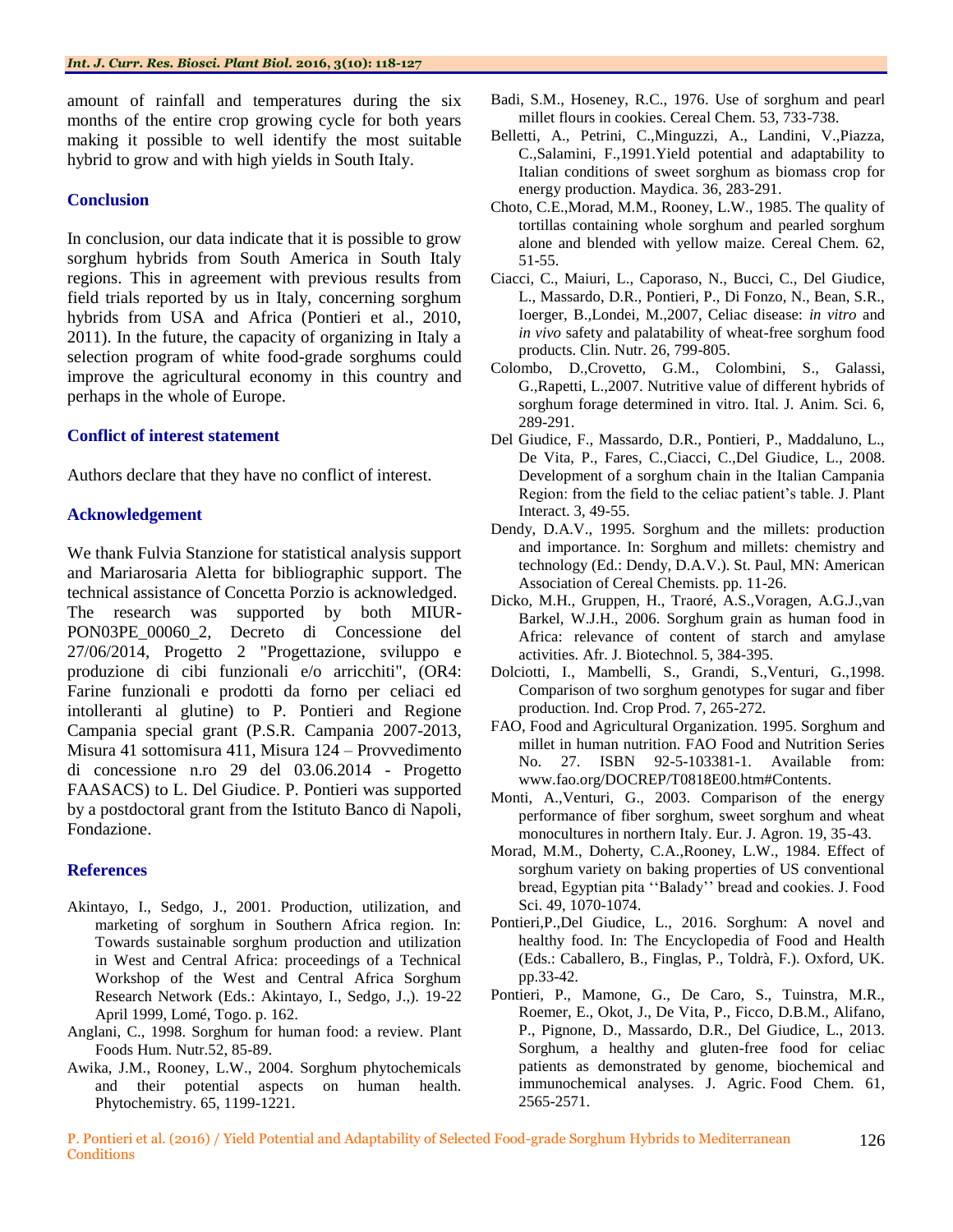amount of rainfall and temperatures during the six months of the entire crop growing cycle for both years making it possible to well identify the most suitable hybrid to grow and with high yields in South Italy.

## Conclusion

In conclusion, our data indicate that it is possible to grow sorghum hybrids from South America in South Italy regions. This in agreement with previous results from field trials reported by us in Italy, concerning sorghum hybrids from USA and Africa (Pontieri et al., 2010, 2011). In the future, the capacity of organizing in Italy a selection program of white food-grade sorghums could improve the agricultural economy in this country and perhaps in the whole of Europe.

## Conflict of interest statement

Authors declare that they have no conflict of interest.

## Acknowledgement

We thank Fulvia Stanzione for statistical analysis support and Mariarosaria Aletta for bibliographic support. The technical assistance of Concetta Porzio is acknowledged. The research was supported by both MIUR-PON03PE_00060_2, Decreto di Concessione del 27/06/2014, Progetto 2 "Progettazione, sviluppo e produzione di cibi funzionali e/o arricchiti", (OR4: Farine funzionali e prodotti da forno per celiaci ed intolleranti al glutine) to P. Pontieri and Regione Campania special grant (P.S.R. Campania 2007-2013, Misura 41 sottomisura 411, Misura 124 – Provvedimento di concessione n.ro 29 del 03.06.2014 - Progetto FAASACS) to L. Del Giudice. P. Pontieri was supported by a postdoctoral grant from the Istituto Banco di Napoli, Fondazione.

## References

Akintayo, I., Sedgo, J., 2001. Production, utilization, and marketing of sorghum in Southern Africa region. In: Towards sustainable sorghum production and utilization in West and Central Africa: proceedings of a Technical Workshop of the West and Central Africa Sorghum Research Network (Eds.: Akintayo, I., Sedgo, J.,). 19-22 April 1999, Lomé, Togo. p. 162.

Anglani, C., 1998. Sorghum for human food: a review. Plant Foods Hum. Nutr.52, 85-89.

Awika, J.M., Rooney, L.W., 2004. Sorghum phytochemicals and their potential aspects on human health. Phytochemistry. 65, 1199-1221.

Badi, S.M., Hoseney, R.C., 1976. Use of sorghum and pearl millet flours in cookies. Cereal Chem. 53, 733-738.

Belletti, A., Petrini, C.,Minguzzi, A., Landini, V.,Piazza, C.,Salamini, F.,1991.Yield potential and adaptability to Italian conditions of sweet sorghum as biomass crop for energy production. Maydica. 36, 283-291.

Choto, C.E.,Morad, M.M., Rooney, L.W., 1985. The quality of tortillas containing whole sorghum and pearled sorghum alone and blended with yellow maize. Cereal Chem. 62, 51-55.

Ciacci, C., Maiuri, L., Caporaso, N., Bucci, C., Del Giudice, L., Massardo, D.R., Pontieri, P., Di Fonzo, N., Bean, S.R., Ioerger, B.,Londei, M.,2007, Celiac disease: *in vitro* and *in vivo* safety and palatability of wheat-free sorghum food products. Clin. Nutr. 26, 799-805.

Colombo, D.,Crovetto, G.M., Colombini, S., Galassi, G.,Rapetti, L.,2007. Nutritive value of different hybrids of sorghum forage determined in vitro. Ital. J. Anim. Sci. 6, 289-291.

Del Giudice, F., Massardo, D.R., Pontieri, P., Maddaluno, L., De Vita, P., Fares, C.,Ciacci, C.,Del Giudice, L., 2008. Development of a sorghum chain in the Italian Campania Region: from the field to the celiac patient's table. J. Plant Interact. 3, 49-55.

Dendy, D.A.V., 1995. Sorghum and the millets: production and importance. In: Sorghum and millets: chemistry and technology (Ed.: Dendy, D.A.V.). St. Paul, MN: American Association of Cereal Chemists. pp. 11-26.

Dicko, M.H., Gruppen, H., Traoré, A.S.,Voragen, A.G.J.,van Barkel, W.J.H., 2006. Sorghum grain as human food in Africa: relevance of content of starch and amylase activities. Afr. J. Biotechnol. 5, 384-395.

Dolciotti, I., Mambelli, S., Grandi, S.,Venturi, G.,1998. Comparison of two sorghum genotypes for sugar and fiber production. Ind. Crop Prod. 7, 265-272.

FAO, Food and Agricultural Organization. 1995. Sorghum and millet in human nutrition. FAO Food and Nutrition Series No. 27. ISBN 92-5-103381-1. Available from: www.fao.org/DOCREP/T0818E00.htm#Contents.

Monti, A.,Venturi, G., 2003. Comparison of the energy performance of fiber sorghum, sweet sorghum and wheat monocultures in northern Italy. Eur. J. Agron. 19, 35-43.

Morad, M.M., Doherty, C.A.,Rooney, L.W., 1984. Effect of sorghum variety on baking properties of US conventional bread, Egyptian pita ''Balady'' bread and cookies. J. Food Sci. 49, 1070-1074.

Pontieri,P.,Del Giudice, L., 2016. Sorghum: A novel and healthy food. In: The Encyclopedia of Food and Health (Eds.: Caballero, B., Finglas, P., Toldrà, F.). Oxford, UK. pp.33-42.

Pontieri, P., Mamone, G., De Caro, S., Tuinstra, M.R., Roemer, E., Okot, J., De Vita, P., Ficco, D.B.M., Alifano, P., Pignone, D., Massardo, D.R., Del Giudice, L., 2013. Sorghum, a healthy and gluten-free food for celiac patients as demonstrated by genome, biochemical and immunochemical analyses. J. Agric. Food Chem. 61, 2565-2571.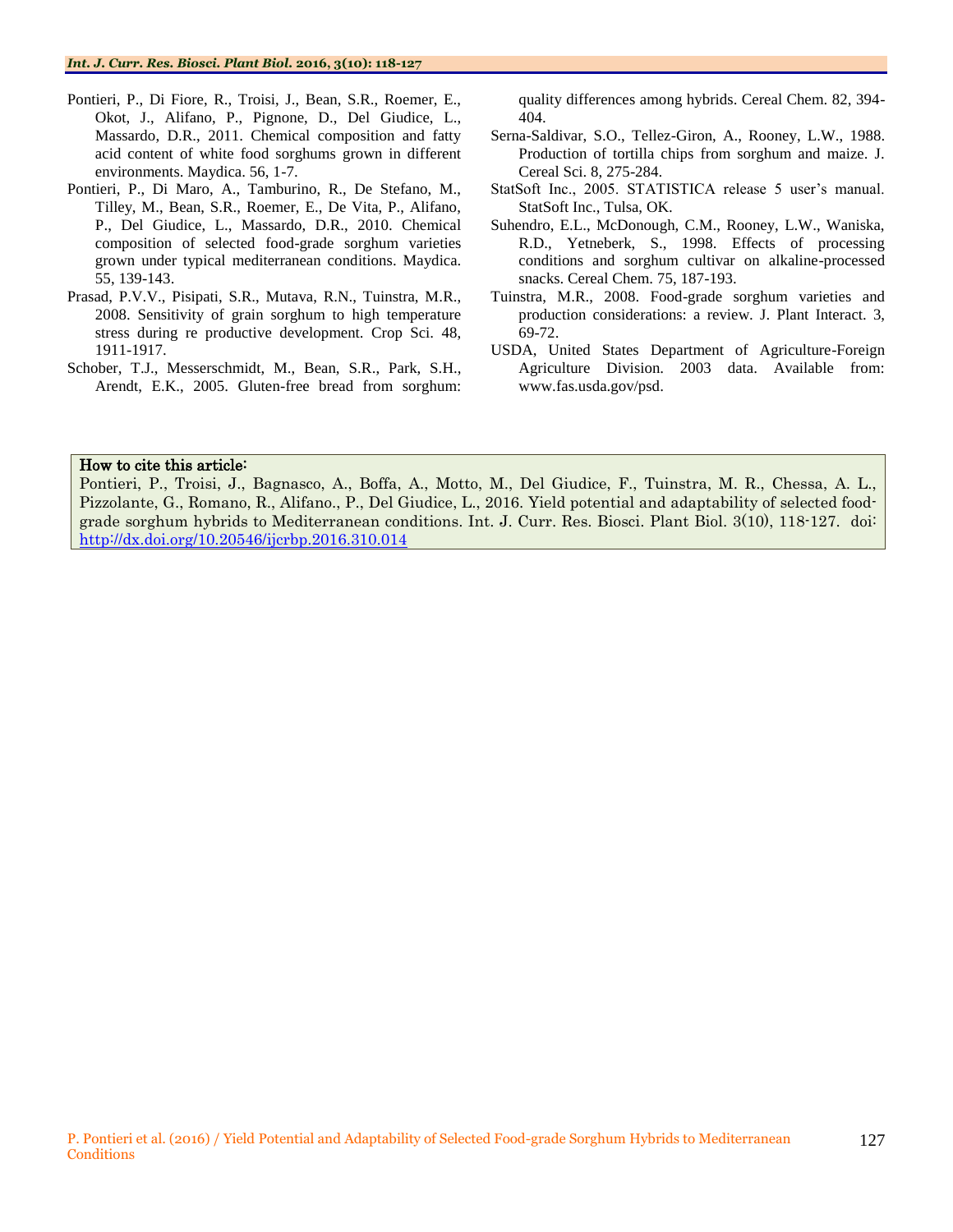Pontieri, P., Di Fiore, R., Troisi, J., Bean, S.R., Roemer, E., Okot, J., Alifano, P., Pignone, D., Del Giudice, L., Massardo, D.R., 2011. Chemical composition and fatty acid content of white food sorghums grown in different environments. Maydica. 56, 1-7.

Pontieri, P., Di Maro, A., Tamburino, R., De Stefano, M., Tilley, M., Bean, S.R., Roemer, E., De Vita, P., Alifano, P., Del Giudice, L., Massardo, D.R., 2010. Chemical composition of selected food-grade sorghum varieties grown under typical mediterranean conditions. Maydica. 55, 139-143.

Prasad, P.V.V., Pisipati, S.R., Mutava, R.N., Tuinstra, M.R., 2008. Sensitivity of grain sorghum to high temperature stress during re productive development. Crop Sci. 48, 1911-1917.

Schober, T.J., Messerschmidt, M., Bean, S.R., Park, S.H., Arendt, E.K., 2005. Gluten-free bread from sorghum: quality differences among hybrids. Cereal Chem. 82, 394-404.

Serna-Saldivar, S.O., Tellez-Giron, A., Rooney, L.W., 1988. Production of tortilla chips from sorghum and maize. J. Cereal Sci. 8, 275-284.

StatSoft Inc., 2005. STATISTICA release 5 user's manual. StatSoft Inc., Tulsa, OK.

Suhendro, E.L., McDonough, C.M., Rooney, L.W., Waniska, R.D., Yetneberk, S., 1998. Effects of processing conditions and sorghum cultivar on alkaline-processed snacks. Cereal Chem. 75, 187-193.

Tuinstra, M.R., 2008. Food-grade sorghum varieties and production considerations: a review. J. Plant Interact. 3, 69-72.

USDA, United States Department of Agriculture-Foreign Agriculture Division. 2003 data. Available from: www.fas.usda.gov/psd.

**How to cite this article:**

Pontieri, P., Troisi, J., Bagnasco, A., Boffa, A., Motto, M., Del Giudice, F., Tuinstra, M. R., Chessa, A. L., Pizzolante, G., Romano, R., Alifano., P., Del Giudice, L., 2016. Yield potential and adaptability of selected food-grade sorghum hybrids to Mediterranean conditions. Int. J. Curr. Res. Biosci. Plant Biol. 3(10), 118-127. doi: http://dx.doi.org/10.20546/ijcrbp.2016.310.014